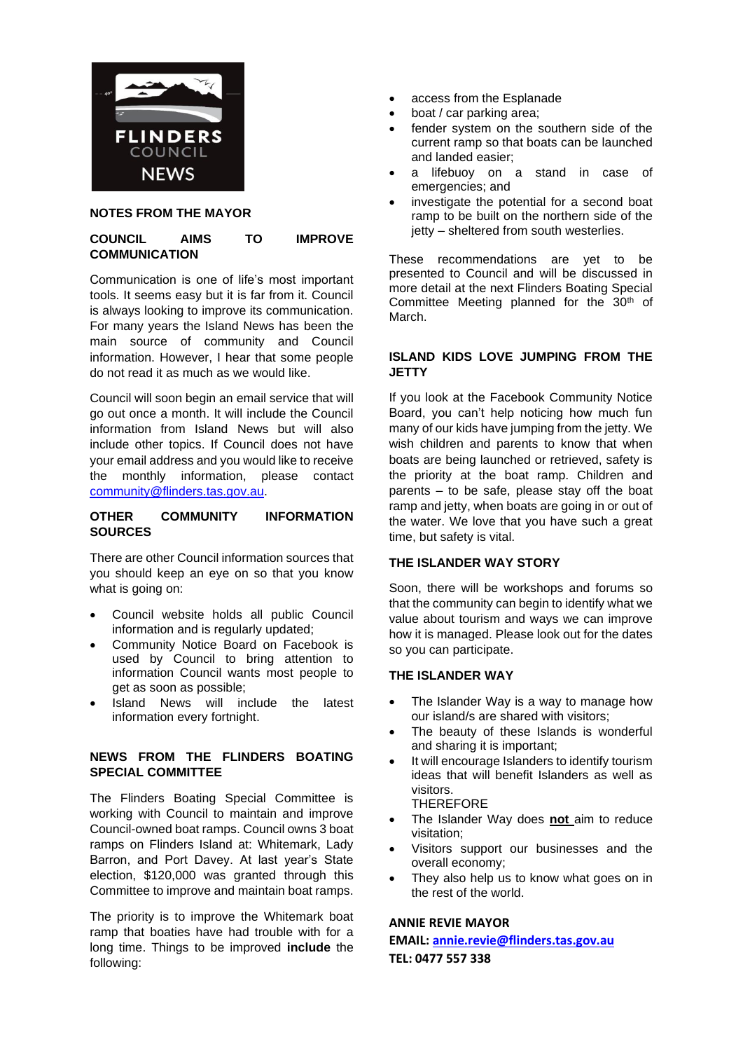FLINDERS COUNCIL NEWS

## NOTES FROM THE MAYOR

### COUNCIL AIMS TO IMPROVE COMMUNICATION

Communication is one of life's most important tools. It seems easy but it is far from it. Council is always looking to improve its communication. For many years the Island News has been the main source of community and Council information. However, I hear that some people do not read it as much as we would like.

Council will soon begin an email service that will go out once a month. It will include the Council information from Island News but will also include other topics. If Council does not have your email address and you would like to receive the monthly information, please contact community@flinders.tas.gov.au.

### OTHER COMMUNITY INFORMATION SOURCES

There are other Council information sources that you should keep an eye on so that you know what is going on:

- Council website holds all public Council information and is regularly updated;
- Community Notice Board on Facebook is used by Council to bring attention to information Council wants most people to get as soon as possible;
- Island News will include the latest information every fortnight.

### NEWS FROM THE FLINDERS BOATING SPECIAL COMMITTEE

The Flinders Boating Special Committee is working with Council to maintain and improve Council-owned boat ramps. Council owns 3 boat ramps on Flinders Island at: Whitemark, Lady Barron, and Port Davey. At last year's State election, $120,000 was granted through this Committee to improve and maintain boat ramps.

The priority is to improve the Whitemark boat ramp that boaties have had trouble with for a long time. Things to be improved **include** the following:

- access from the Esplanade
- boat / car parking area;
- fender system on the southern side of the current ramp so that boats can be launched and landed easier;
- a lifebuoy on a stand in case of emergencies; and
- investigate the potential for a second boat ramp to be built on the northern side of the jetty – sheltered from south westerlies.

These recommendations are yet to be presented to Council and will be discussed in more detail at the next Flinders Boating Special Committee Meeting planned for the 30th of March.

### ISLAND KIDS LOVE JUMPING FROM THE JETTY

If you look at the Facebook Community Notice Board, you can't help noticing how much fun many of our kids have jumping from the jetty. We wish children and parents to know that when boats are being launched or retrieved, safety is the priority at the boat ramp. Children and parents – to be safe, please stay off the boat ramp and jetty, when boats are going in or out of the water. We love that you have such a great time, but safety is vital.

### THE ISLANDER WAY STORY

Soon, there will be workshops and forums so that the community can begin to identify what we value about tourism and ways we can improve how it is managed. Please look out for the dates so you can participate.

### THE ISLANDER WAY

- The Islander Way is a way to manage how our island/s are shared with visitors;
- The beauty of these Islands is wonderful and sharing it is important;
- It will encourage Islanders to identify tourism ideas that will benefit Islanders as well as visitors.

  THEREFORE
- The Islander Way does **not** aim to reduce visitation;
- Visitors support our businesses and the overall economy;
- They also help us to know what goes on in the rest of the world.

**ANNIE REVIE MAYOR**
**EMAIL: annie.revie@flinders.tas.gov.au**
**TEL: 0477 557 338**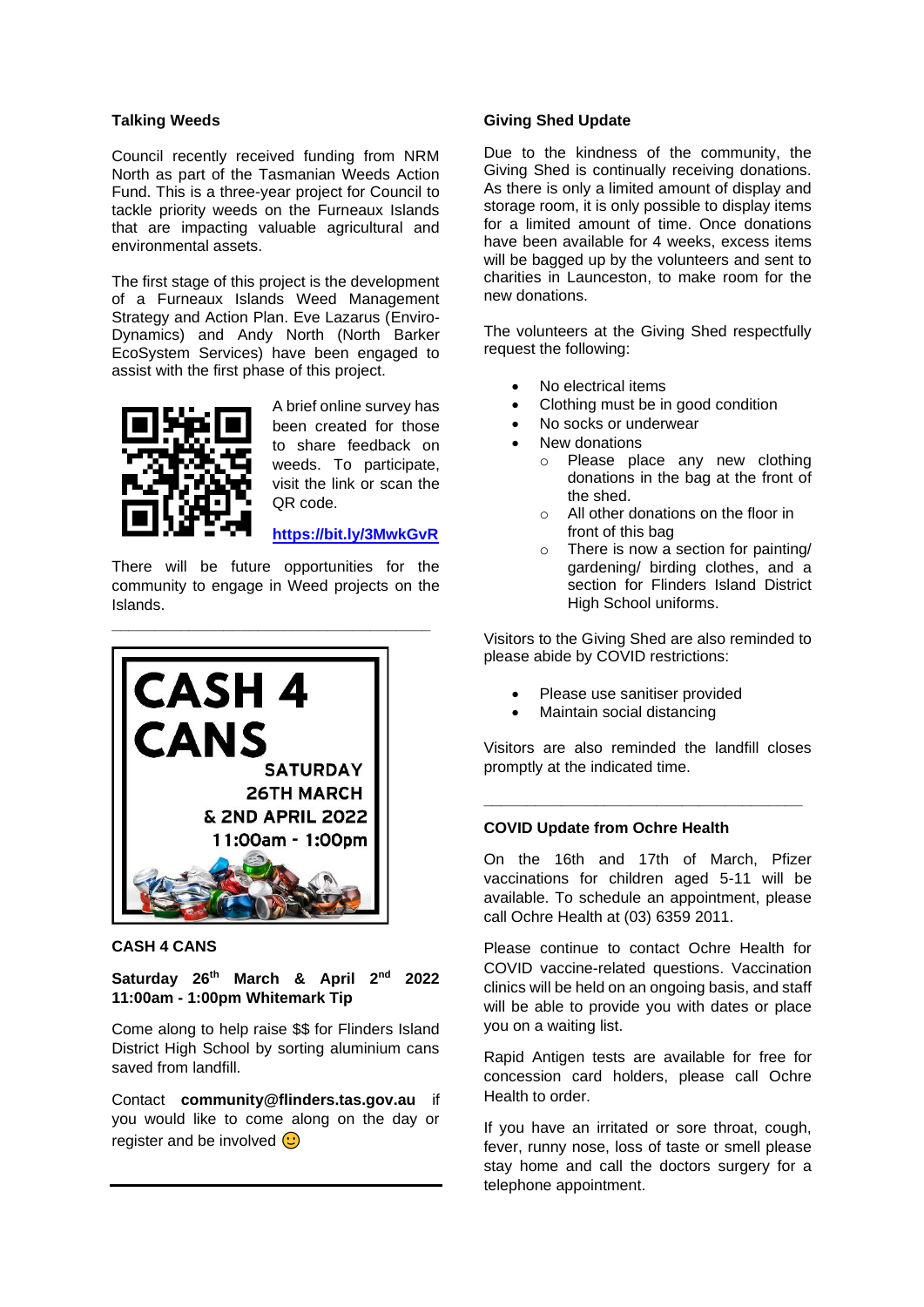### Talking Weeds

Council recently received funding from NRM North as part of the Tasmanian Weeds Action Fund. This is a three-year project for Council to tackle priority weeds on the Furneaux Islands that are impacting valuable agricultural and environmental assets.

The first stage of this project is the development of a Furneaux Islands Weed Management Strategy and Action Plan. Eve Lazarus (Enviro-Dynamics) and Andy North (North Barker EcoSystem Services) have been engaged to assist with the first phase of this project.

A brief online survey has been created for those to share feedback on weeds. To participate, visit the link or scan the QR code.

**https://bit.ly/3MwkGvR**

There will be future opportunities for the community to engage in Weed projects on the Islands.

---

CASH 4 CANS

SATURDAY 26TH MARCH & 2ND APRIL 2022

11:00am - 1:00pm

### CASH 4 CANS

**Saturday 26th March & April 2nd 2022 11:00am - 1:00pm Whitemark Tip**

Come along to help raise $$ for Flinders Island District High School by sorting aluminium cans saved from landfill.

Contact **community@flinders.tas.gov.au** if you would like to come along on the day or register and be involved 🙂

---

### Giving Shed Update

Due to the kindness of the community, the Giving Shed is continually receiving donations. As there is only a limited amount of display and storage room, it is only possible to display items for a limited amount of time. Once donations have been available for 4 weeks, excess items will be bagged up by the volunteers and sent to charities in Launceston, to make room for the new donations.

The volunteers at the Giving Shed respectfully request the following:

- No electrical items
- Clothing must be in good condition
- No socks or underwear
- New donations
  - Please place any new clothing donations in the bag at the front of the shed.
  - All other donations on the floor in front of this bag
  - There is now a section for painting/ gardening/ birding clothes, and a section for Flinders Island District High School uniforms.

Visitors to the Giving Shed are also reminded to please abide by COVID restrictions:

- Please use sanitiser provided
- Maintain social distancing

Visitors are also reminded the landfill closes promptly at the indicated time.

---

### COVID Update from Ochre Health

On the 16th and 17th of March, Pfizer vaccinations for children aged 5-11 will be available. To schedule an appointment, please call Ochre Health at (03) 6359 2011.

Please continue to contact Ochre Health for COVID vaccine-related questions. Vaccination clinics will be held on an ongoing basis, and staff will be able to provide you with dates or place you on a waiting list.

Rapid Antigen tests are available for free for concession card holders, please call Ochre Health to order.

If you have an irritated or sore throat, cough, fever, runny nose, loss of taste or smell please stay home and call the doctors surgery for a telephone appointment.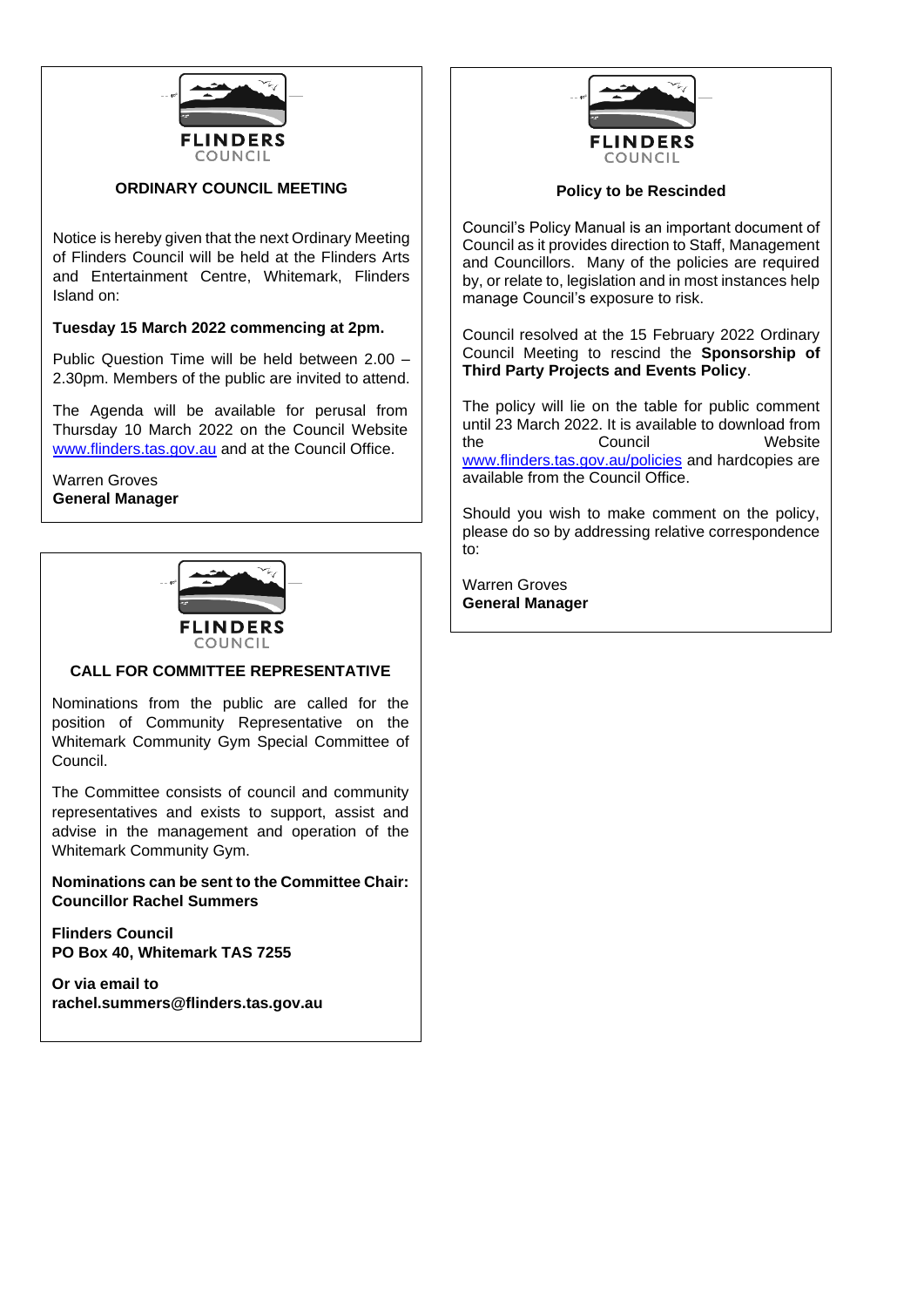**FLINDERS COUNCIL**

## ORDINARY COUNCIL MEETING

Notice is hereby given that the next Ordinary Meeting of Flinders Council will be held at the Flinders Arts and Entertainment Centre, Whitemark, Flinders Island on:

**Tuesday 15 March 2022 commencing at 2pm.**

Public Question Time will be held between 2.00 – 2.30pm. Members of the public are invited to attend.

The Agenda will be available for perusal from Thursday 10 March 2022 on the Council Website www.flinders.tas.gov.au and at the Council Office.

Warren Groves
**General Manager**

---

**FLINDERS COUNCIL**

## CALL FOR COMMITTEE REPRESENTATIVE

Nominations from the public are called for the position of Community Representative on the Whitemark Community Gym Special Committee of Council.

The Committee consists of council and community representatives and exists to support, assist and advise in the management and operation of the Whitemark Community Gym.

**Nominations can be sent to the Committee Chair: Councillor Rachel Summers**

**Flinders Council**
**PO Box 40, Whitemark TAS 7255**

**Or via email to**
**rachel.summers@flinders.tas.gov.au**

---

**FLINDERS COUNCIL**

## Policy to be Rescinded

Council's Policy Manual is an important document of Council as it provides direction to Staff, Management and Councillors. Many of the policies are required by, or relate to, legislation and in most instances help manage Council's exposure to risk.

Council resolved at the 15 February 2022 Ordinary Council Meeting to rescind the **Sponsorship of Third Party Projects and Events Policy**.

The policy will lie on the table for public comment until 23 March 2022. It is available to download from the Council Website www.flinders.tas.gov.au/policies and hardcopies are available from the Council Office.

Should you wish to make comment on the policy, please do so by addressing relative correspondence to:

Warren Groves
**General Manager**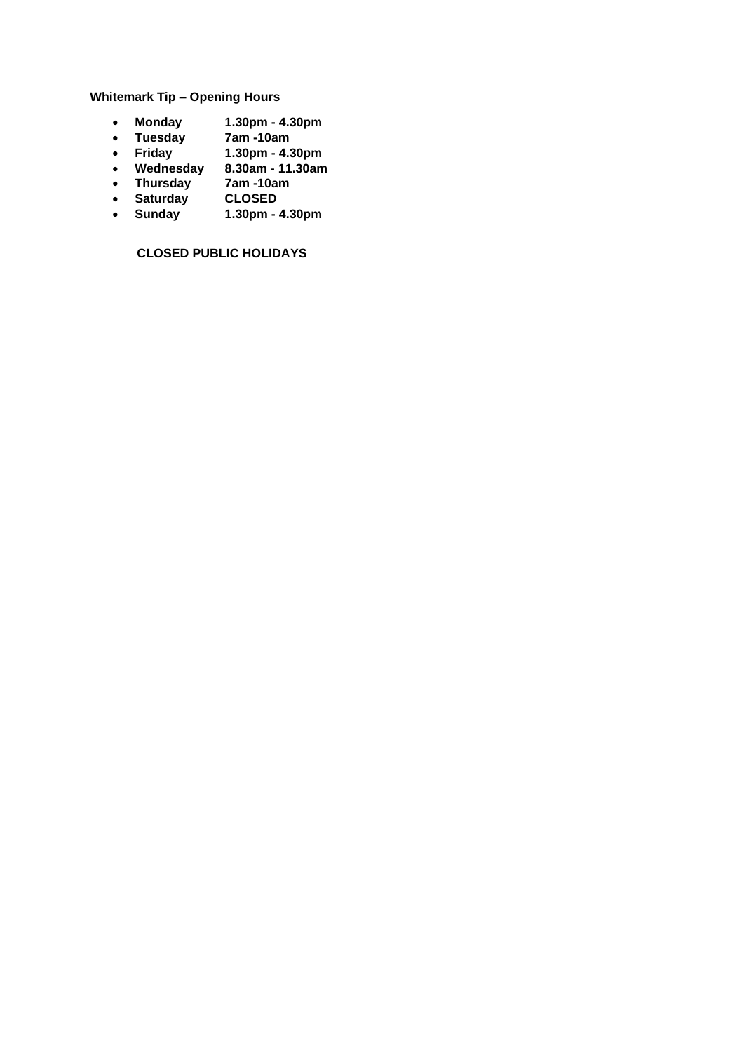**Whitemark Tip – Opening Hours**

- **Monday 1.30pm - 4.30pm**
- **Tuesday 7am -10am**
- **Friday 1.30pm - 4.30pm**
- **Wednesday 8.30am - 11.30am**
- **Thursday 7am -10am**
- **Saturday CLOSED**
- **Sunday 1.30pm - 4.30pm**

**CLOSED PUBLIC HOLIDAYS**